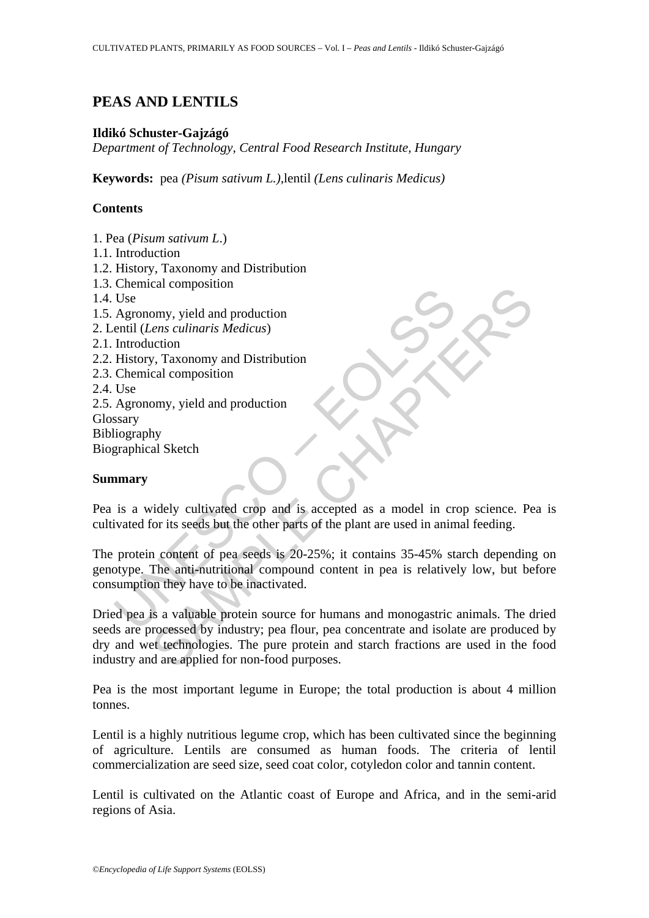# PEAS AND LENTILS

**Ildikó Schuster-Gajzágó**

*Department of Technology, Central Food Research Institute, Hungary*

**Keywords:** pea *(Pisum sativum L.)*,lentil *(Lens culinaris Medicus)*

## Contents

1. Pea (*Pisum sativum L.*)
1.1. Introduction
1.2. History, Taxonomy and Distribution
1.3. Chemical composition
1.4. Use
1.5. Agronomy, yield and production
2. Lentil (*Lens culinaris Medicus*)
2.1. Introduction
2.2. History, Taxonomy and Distribution
2.3. Chemical composition
2.4. Use
2.5. Agronomy, yield and production
Glossary
Bibliography
Biographical Sketch

## Summary

Pea is a widely cultivated crop and is accepted as a model in crop science. Pea is cultivated for its seeds but the other parts of the plant are used in animal feeding.

The protein content of pea seeds is 20-25%; it contains 35-45% starch depending on genotype. The anti-nutritional compound content in pea is relatively low, but before consumption they have to be inactivated.

Dried pea is a valuable protein source for humans and monogastric animals. The dried seeds are processed by industry; pea flour, pea concentrate and isolate are produced by dry and wet technologies. The pure protein and starch fractions are used in the food industry and are applied for non-food purposes.

Pea is the most important legume in Europe; the total production is about 4 million tonnes.

Lentil is a highly nutritious legume crop, which has been cultivated since the beginning of agriculture. Lentils are consumed as human foods. The criteria of lentil commercialization are seed size, seed coat color, cotyledon color and tannin content.

Lentil is cultivated on the Atlantic coast of Europe and Africa, and in the semi-arid regions of Asia.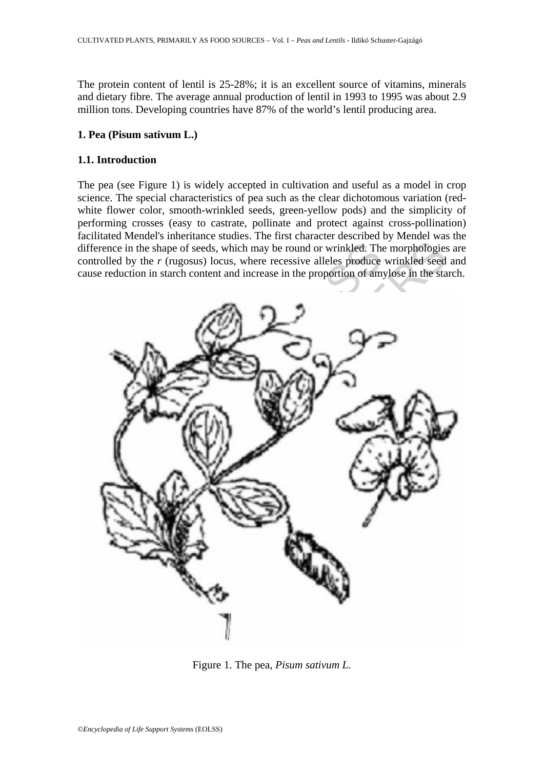The protein content of lentil is 25-28%; it is an excellent source of vitamins, minerals and dietary fibre. The average annual production of lentil in 1993 to 1995 was about 2.9 million tons. Developing countries have 87% of the world's lentil producing area.

## 1. Pea (Pisum sativum L.)

### 1.1. Introduction

The pea (see Figure 1) is widely accepted in cultivation and useful as a model in crop science. The special characteristics of pea such as the clear dichotomous variation (red-white flower color, smooth-wrinkled seeds, green-yellow pods) and the simplicity of performing crosses (easy to castrate, pollinate and protect against cross-pollination) facilitated Mendel's inheritance studies. The first character described by Mendel was the difference in the shape of seeds, which may be round or wrinkled. The morphologies are controlled by the *r* (rugosus) locus, where recessive alleles produce wrinkled seed and cause reduction in starch content and increase in the proportion of amylose in the starch.

Figure 1. The pea, *Pisum sativum L.*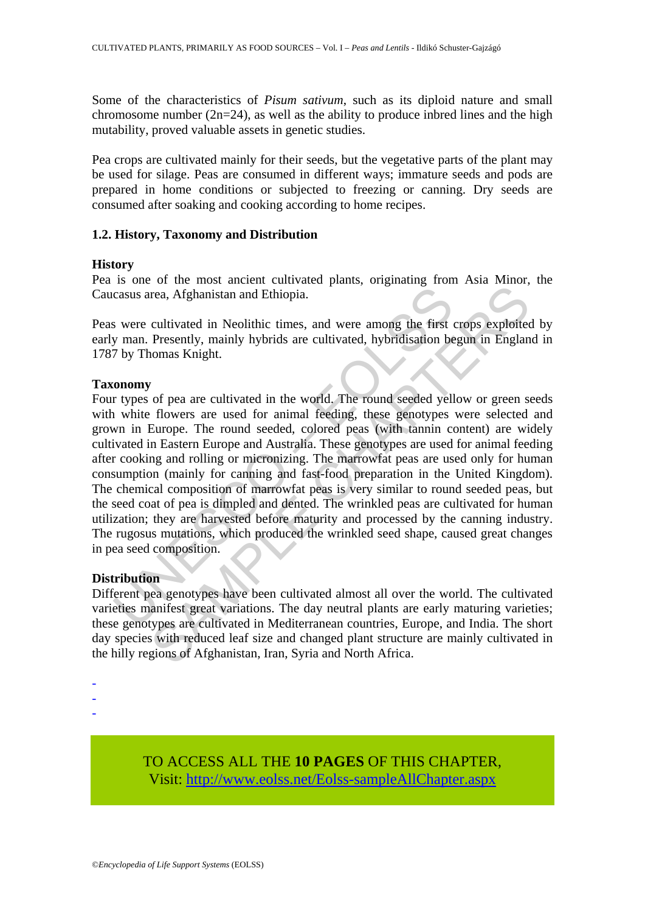Some of the characteristics of *Pisum sativum*, such as its diploid nature and small chromosome number (2n=24), as well as the ability to produce inbred lines and the high mutability, proved valuable assets in genetic studies.

Pea crops are cultivated mainly for their seeds, but the vegetative parts of the plant may be used for silage. Peas are consumed in different ways; immature seeds and pods are prepared in home conditions or subjected to freezing or canning. Dry seeds are consumed after soaking and cooking according to home recipes.

### 1.2. History, Taxonomy and Distribution

#### History

Pea is one of the most ancient cultivated plants, originating from Asia Minor, the Caucasus area, Afghanistan and Ethiopia.

Peas were cultivated in Neolithic times, and were among the first crops exploited by early man. Presently, mainly hybrids are cultivated, hybridisation begun in England in 1787 by Thomas Knight.

#### Taxonomy

Four types of pea are cultivated in the world. The round seeded yellow or green seeds with white flowers are used for animal feeding, these genotypes were selected and grown in Europe. The round seeded, colored peas (with tannin content) are widely cultivated in Eastern Europe and Australia. These genotypes are used for animal feeding after cooking and rolling or micronizing. The marrowfat peas are used only for human consumption (mainly for canning and fast-food preparation in the United Kingdom). The chemical composition of marrowfat peas is very similar to round seeded peas, but the seed coat of pea is dimpled and dented. The wrinkled peas are cultivated for human utilization; they are harvested before maturity and processed by the canning industry. The rugosus mutations, which produced the wrinkled seed shape, caused great changes in pea seed composition.

#### Distribution

Different pea genotypes have been cultivated almost all over the world. The cultivated varieties manifest great variations. The day neutral plants are early maturing varieties; these genotypes are cultivated in Mediterranean countries, Europe, and India. The short day species with reduced leaf size and changed plant structure are mainly cultivated in the hilly regions of Afghanistan, Iran, Syria and North Africa.

-
-
-

TO ACCESS ALL THE **10 PAGES** OF THIS CHAPTER,
Visit: http://www.eolss.net/Eolss-sampleAllChapter.aspx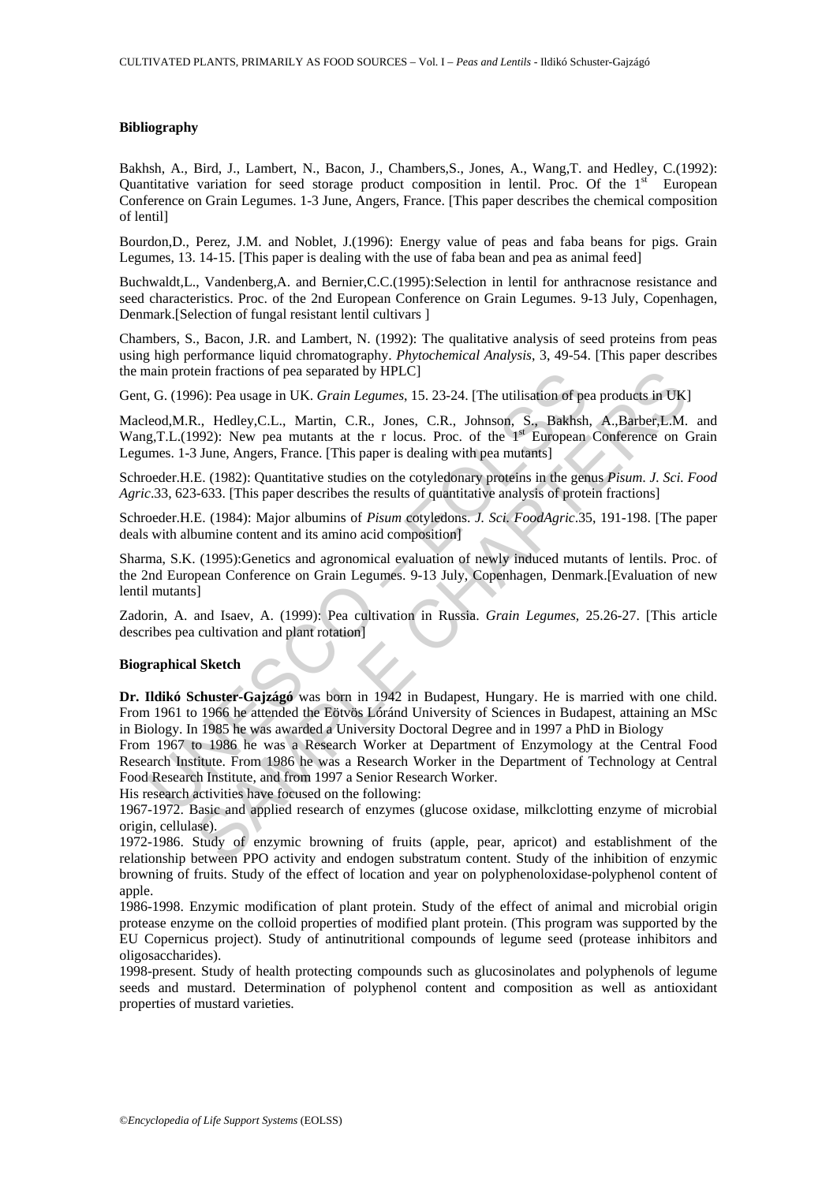### Bibliography

Bakhsh, A., Bird, J., Lambert, N., Bacon, J., Chambers,S., Jones, A., Wang,T. and Hedley, C.(1992): Quantitative variation for seed storage product composition in lentil. Proc. Of the 1st European Conference on Grain Legumes. 1-3 June, Angers, France. [This paper describes the chemical composition of lentil]

Bourdon,D., Perez, J.M. and Noblet, J.(1996): Energy value of peas and faba beans for pigs. Grain Legumes, 13. 14-15. [This paper is dealing with the use of faba bean and pea as animal feed]

Buchwaldt,L., Vandenberg,A. and Bernier,C.C.(1995):Selection in lentil for anthracnose resistance and seed characteristics. Proc. of the 2nd European Conference on Grain Legumes. 9-13 July, Copenhagen, Denmark.[Selection of fungal resistant lentil cultivars ]

Chambers, S., Bacon, J.R. and Lambert, N. (1992): The qualitative analysis of seed proteins from peas using high performance liquid chromatography. *Phytochemical Analysis*, 3, 49-54. [This paper describes the main protein fractions of pea separated by HPLC]

Gent, G. (1996): Pea usage in UK. *Grain Legumes*, 15. 23-24. [The utilisation of pea products in UK]

Macleod,M.R., Hedley,C.L., Martin, C.R., Jones, C.R., Johnson, S., Bakhsh, A.,Barber,L.M. and Wang,T.L.(1992): New pea mutants at the r locus. Proc. of the 1st European Conference on Grain Legumes. 1-3 June, Angers, France. [This paper is dealing with pea mutants]

Schroeder.H.E. (1982): Quantitative studies on the cotyledonary proteins in the genus *Pisum*. *J. Sci. Food Agric*.33, 623-633. [This paper describes the results of quantitative analysis of protein fractions]

Schroeder.H.E. (1984): Major albumins of *Pisum* cotyledons. *J. Sci. FoodAgric*.35, 191-198. [The paper deals with albumine content and its amino acid composition]

Sharma, S.K. (1995):Genetics and agronomical evaluation of newly induced mutants of lentils. Proc. of the 2nd European Conference on Grain Legumes. 9-13 July, Copenhagen, Denmark.[Evaluation of new lentil mutants]

Zadorin, A. and Isaev, A. (1999): Pea cultivation in Russia. *Grain Legumes*, 25.26-27. [This article describes pea cultivation and plant rotation]

### Biographical Sketch

**Dr. Ildikó Schuster-Gajzágó** was born in 1942 in Budapest, Hungary. He is married with one child. From 1961 to 1966 he attended the Eötvös Lóránd University of Sciences in Budapest, attaining an MSc in Biology. In 1985 he was awarded a University Doctoral Degree and in 1997 a PhD in Biology

From 1967 to 1986 he was a Research Worker at Department of Enzymology at the Central Food Research Institute. From 1986 he was a Research Worker in the Department of Technology at Central Food Research Institute, and from 1997 a Senior Research Worker.

His research activities have focused on the following:

1967-1972. Basic and applied research of enzymes (glucose oxidase, milkclotting enzyme of microbial origin, cellulase).

1972-1986. Study of enzymic browning of fruits (apple, pear, apricot) and establishment of the relationship between PPO activity and endogen substratum content. Study of the inhibition of enzymic browning of fruits. Study of the effect of location and year on polyphenoloxidase-polyphenol content of apple.

1986-1998. Enzymic modification of plant protein. Study of the effect of animal and microbial origin protease enzyme on the colloid properties of modified plant protein. (This program was supported by the EU Copernicus project). Study of antinutritional compounds of legume seed (protease inhibitors and oligosaccharides).

1998-present. Study of health protecting compounds such as glucosinolates and polyphenols of legume seeds and mustard. Determination of polyphenol content and composition as well as antioxidant properties of mustard varieties.